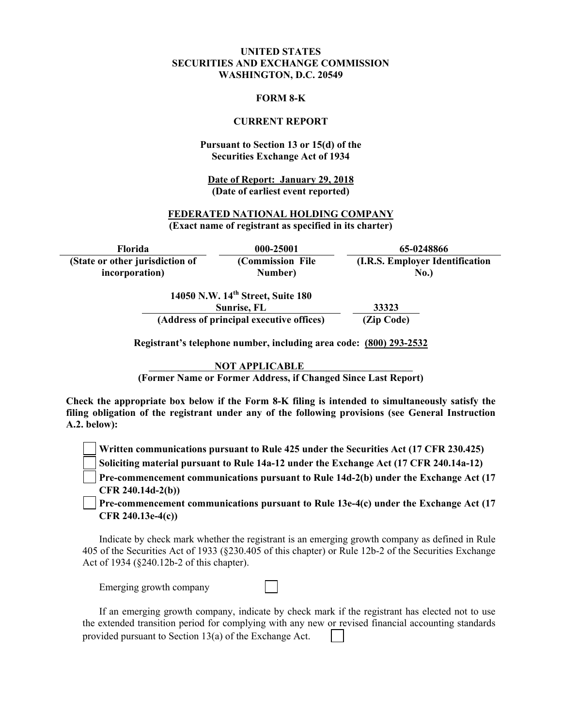**UNITED STATES**
**SECURITIES AND EXCHANGE COMMISSION**
**WASHINGTON, D.C. 20549**

**FORM 8-K**

**CURRENT REPORT**

**Pursuant to Section 13 or 15(d) of the Securities Exchange Act of 1934**

**Date of Report: January 29, 2018**
**(Date of earliest event reported)**

**FEDERATED NATIONAL HOLDING COMPANY**
**(Exact name of registrant as specified in its charter)**

| Florida | 000-25001 | 65-0248866 |
|---|---|---|
| (State or other jurisdiction of incorporation) | (Commission File Number) | (I.R.S. Employer Identification No.) |

| 14050 N.W. 14th Street, Suite 180 Sunrise, FL | 33323 |
|---|---|
| (Address of principal executive offices) | (Zip Code) |

**Registrant's telephone number, including area code: (800) 293-2532**

**NOT APPLICABLE**
**(Former Name or Former Address, if Changed Since Last Report)**

**Check the appropriate box below if the Form 8-K filing is intended to simultaneously satisfy the filing obligation of the registrant under any of the following provisions (see General Instruction A.2. below):**

☐ **Written communications pursuant to Rule 425 under the Securities Act (17 CFR 230.425)**
☐ **Soliciting material pursuant to Rule 14a-12 under the Exchange Act (17 CFR 240.14a-12)**
☐ **Pre-commencement communications pursuant to Rule 14d-2(b) under the Exchange Act (17 CFR 240.14d-2(b))**
☐ **Pre-commencement communications pursuant to Rule 13e-4(c) under the Exchange Act (17 CFR 240.13e-4(c))**

Indicate by check mark whether the registrant is an emerging growth company as defined in Rule 405 of the Securities Act of 1933 (§230.405 of this chapter) or Rule 12b-2 of the Securities Exchange Act of 1934 (§240.12b-2 of this chapter).

Emerging growth company ☐

If an emerging growth company, indicate by check mark if the registrant has elected not to use the extended transition period for complying with any new or revised financial accounting standards provided pursuant to Section 13(a) of the Exchange Act. ☐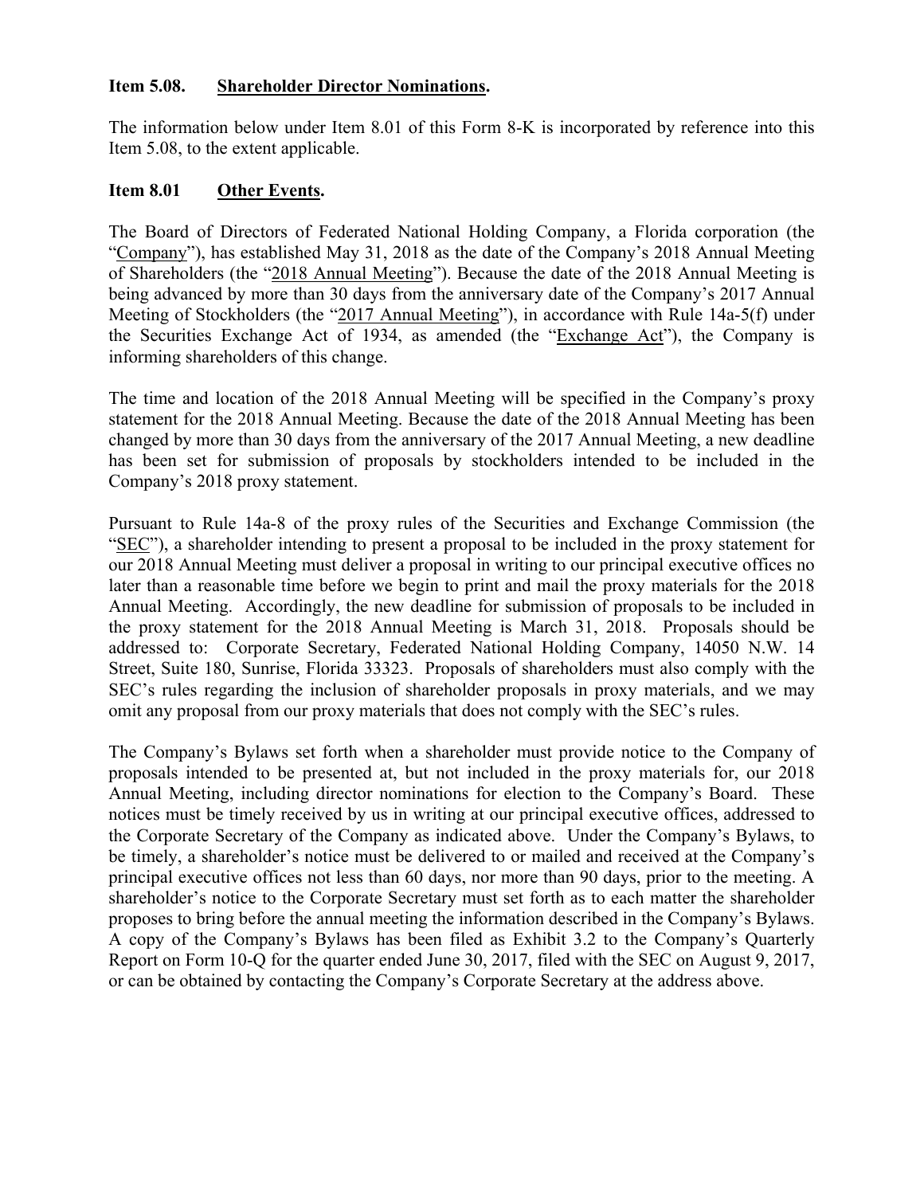**Item 5.08. Shareholder Director Nominations.**

The information below under Item 8.01 of this Form 8-K is incorporated by reference into this Item 5.08, to the extent applicable.

**Item 8.01 Other Events.**

The Board of Directors of Federated National Holding Company, a Florida corporation (the "Company"), has established May 31, 2018 as the date of the Company's 2018 Annual Meeting of Shareholders (the "2018 Annual Meeting"). Because the date of the 2018 Annual Meeting is being advanced by more than 30 days from the anniversary date of the Company's 2017 Annual Meeting of Stockholders (the "2017 Annual Meeting"), in accordance with Rule 14a-5(f) under the Securities Exchange Act of 1934, as amended (the "Exchange Act"), the Company is informing shareholders of this change.

The time and location of the 2018 Annual Meeting will be specified in the Company's proxy statement for the 2018 Annual Meeting. Because the date of the 2018 Annual Meeting has been changed by more than 30 days from the anniversary of the 2017 Annual Meeting, a new deadline has been set for submission of proposals by stockholders intended to be included in the Company's 2018 proxy statement.

Pursuant to Rule 14a-8 of the proxy rules of the Securities and Exchange Commission (the "SEC"), a shareholder intending to present a proposal to be included in the proxy statement for our 2018 Annual Meeting must deliver a proposal in writing to our principal executive offices no later than a reasonable time before we begin to print and mail the proxy materials for the 2018 Annual Meeting. Accordingly, the new deadline for submission of proposals to be included in the proxy statement for the 2018 Annual Meeting is March 31, 2018. Proposals should be addressed to: Corporate Secretary, Federated National Holding Company, 14050 N.W. 14 Street, Suite 180, Sunrise, Florida 33323. Proposals of shareholders must also comply with the SEC's rules regarding the inclusion of shareholder proposals in proxy materials, and we may omit any proposal from our proxy materials that does not comply with the SEC's rules.

The Company's Bylaws set forth when a shareholder must provide notice to the Company of proposals intended to be presented at, but not included in the proxy materials for, our 2018 Annual Meeting, including director nominations for election to the Company's Board. These notices must be timely received by us in writing at our principal executive offices, addressed to the Corporate Secretary of the Company as indicated above. Under the Company's Bylaws, to be timely, a shareholder's notice must be delivered to or mailed and received at the Company's principal executive offices not less than 60 days, nor more than 90 days, prior to the meeting. A shareholder's notice to the Corporate Secretary must set forth as to each matter the shareholder proposes to bring before the annual meeting the information described in the Company's Bylaws. A copy of the Company's Bylaws has been filed as Exhibit 3.2 to the Company's Quarterly Report on Form 10-Q for the quarter ended June 30, 2017, filed with the SEC on August 9, 2017, or can be obtained by contacting the Company's Corporate Secretary at the address above.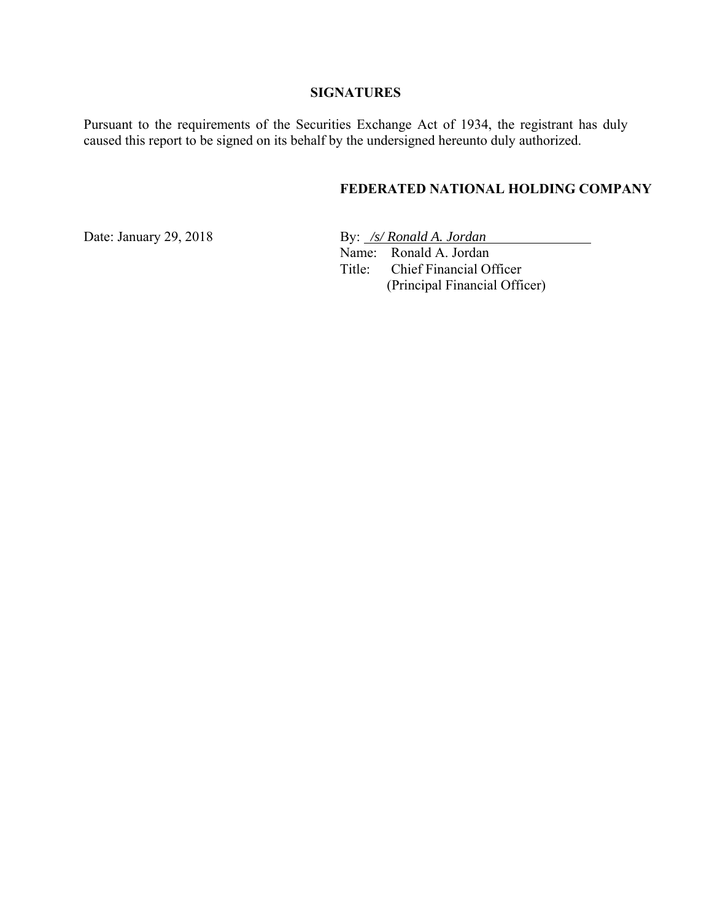## SIGNATURES

Pursuant to the requirements of the Securities Exchange Act of 1934, the registrant has duly caused this report to be signed on its behalf by the undersigned hereunto duly authorized.

**FEDERATED NATIONAL HOLDING COMPANY**

Date: January 29, 2018

By: *<u>/s/ Ronald A. Jordan</u>*
Name: Ronald A. Jordan
Title: Chief Financial Officer
(Principal Financial Officer)